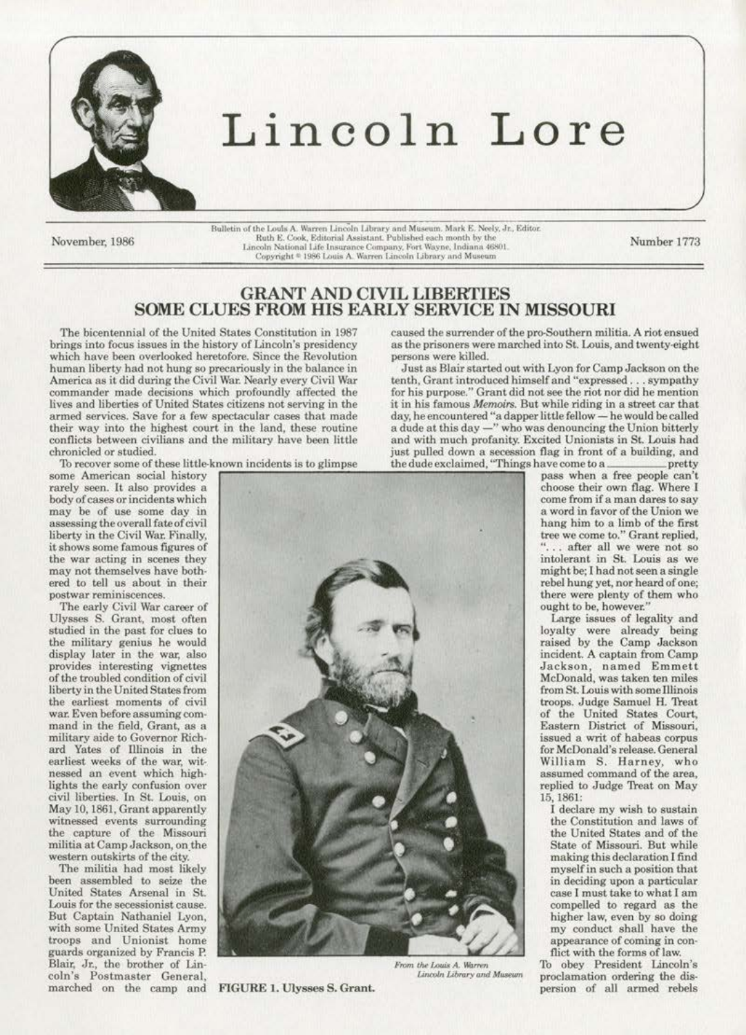# Lincoln Lore

November, 1986

Bulletin of the Louis A. Warren Lincoln Library and Museum. Mark E. Neely, Jr., Editor. Ruth E. Cook, Editorial Assistant. Published each month by the Lincoln National Life Insurance Company, Fort Wayne, Indiana 46801. Copyright © 1986 Louis A. Warren Lincoln Library and Museum

Number 1773

## GRANT AND CIVIL LIBERTIES
## SOME CLUES FROM HIS EARLY SERVICE IN MISSOURI

The bicentennial of the United States Constitution in 1987 brings into focus issues in the history of Lincoln's presidency which have been overlooked heretofore. Since the Revolution human liberty had not hung so precariously in the balance in America as it did during the Civil War. Nearly every Civil War commander made decisions which profoundly affected the lives and liberties of United States citizens not serving in the armed services. Save for a few spectacular cases that made their way into the highest court in the land, these routine conflicts between civilians and the military have been little chronicled or studied.

To recover some of these little-known incidents is to glimpse some American social history rarely seen. It also provides a body of cases or incidents which may be of use some day in assessing the overall fate of civil liberty in the Civil War. Finally, it shows some famous figures of the war acting in scenes they may not themselves have bothered to tell us about in their postwar reminiscences.

The early Civil War career of Ulysses S. Grant, most often studied in the past for clues to the military genius he would display later in the war, also provides interesting vignettes of the troubled condition of civil liberty in the United States from the earliest moments of civil war. Even before assuming command in the field, Grant, as a military aide to Governor Richard Yates of Illinois in the earliest weeks of the war, witnessed an event which highlights the early confusion over civil liberties. In St. Louis, on May 10, 1861, Grant apparently witnessed events surrounding the capture of the Missouri militia at Camp Jackson, on the western outskirts of the city.

The militia had most likely been assembled to seize the United States Arsenal in St. Louis for the secessionist cause. But Captain Nathaniel Lyon, with some United States Army troops and Unionist home guards organized by Francis P. Blair, Jr., the brother of Lincoln's Postmaster General, marched on the camp and caused the surrender of the pro-Southern militia. A riot ensued as the prisoners were marched into St. Louis, and twenty-eight persons were killed.

*From the Louis A. Warren Lincoln Library and Museum*

**FIGURE 1. Ulysses S. Grant.**

Just as Blair started out with Lyon for Camp Jackson on the tenth, Grant introduced himself and "expressed . . . sympathy for his purpose." Grant did not see the riot nor did he mention it in his famous *Memoirs*. But while riding in a street car that day, he encountered "a dapper little fellow — he would be called a dude at this day —" who was denouncing the Union bitterly and with much profanity. Excited Unionists in St. Louis had just pulled down a secession flag in front of a building, and the dude exclaimed, "Things have come to a \_\_\_\_\_\_\_\_ pretty pass when a free people can't choose their own flag. Where I come from if a man dares to say a word in favor of the Union we hang him to a limb of the first tree we come to." Grant replied, ". . . after all we were not so intolerant in St. Louis as we might be; I had not seen a single rebel hung yet, nor heard of one; there were plenty of them who ought to be, however."

Large issues of legality and loyalty were already being raised by the Camp Jackson incident. A captain from Camp Jackson, named Emmett McDonald, was taken ten miles from St. Louis with some Illinois troops. Judge Samuel H. Treat of the United States Court, Eastern District of Missouri, issued a writ of habeas corpus for McDonald's release. General William S. Harney, who assumed command of the area, replied to Judge Treat on May 15, 1861:

> I declare my wish to sustain the Constitution and laws of the United States and of the State of Missouri. But while making this declaration I find myself in such a position that in deciding upon a particular case I must take to what I am compelled to regard as the higher law, even by so doing my conduct shall have the appearance of coming in conflict with the forms of law.

To obey President Lincoln's proclamation ordering the dispersion of all armed rebels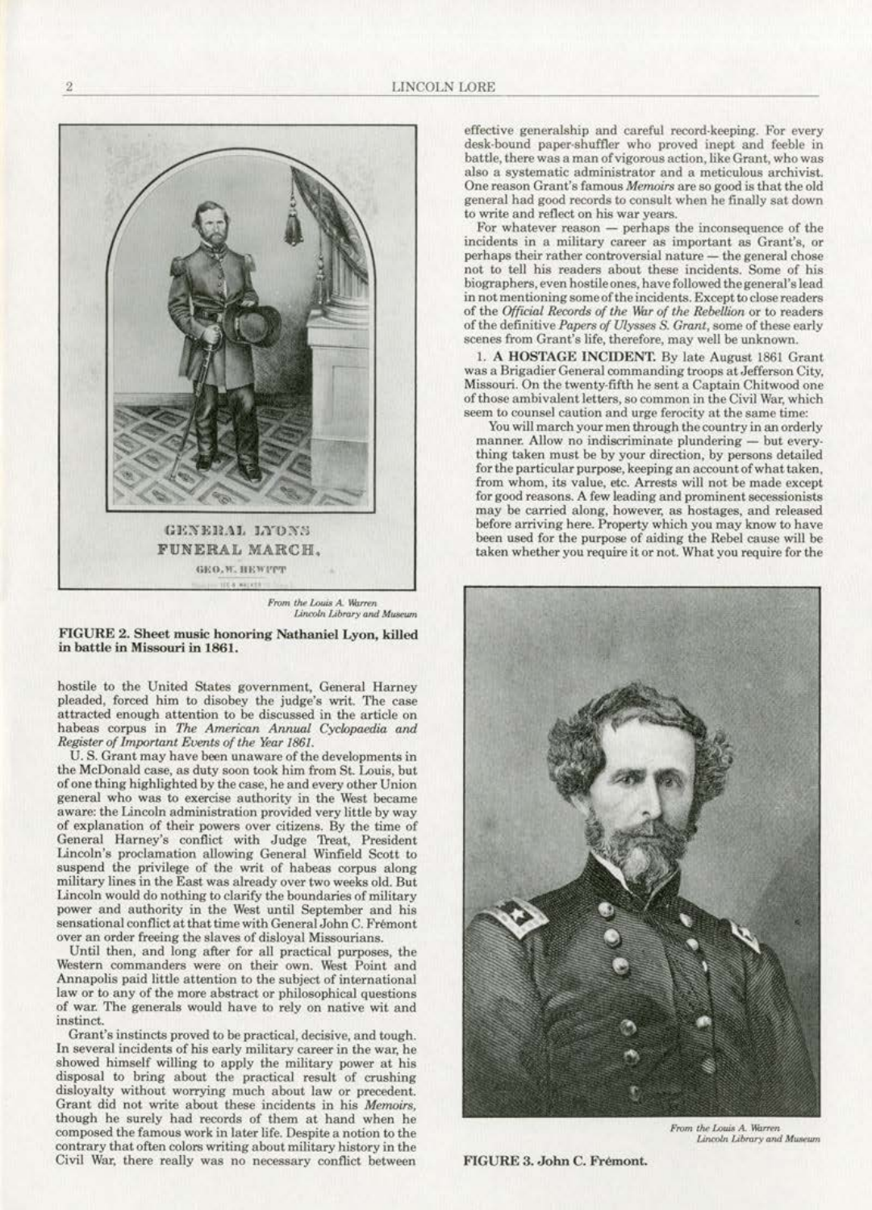From the Louis A. Warren Lincoln Library and Museum

**FIGURE 2. Sheet music honoring Nathaniel Lyon, killed in battle in Missouri in 1861.**

hostile to the United States government, General Harney pleaded, forced him to disobey the judge's writ. The case attracted enough attention to be discussed in the article on habeas corpus in *The American Annual Cyclopaedia and Register of Important Events of the Year 1861.*

U. S. Grant may have been unaware of the developments in the McDonald case, as duty soon took him from St. Louis, but of one thing highlighted by the case, he and every other Union general who was to exercise authority in the West became aware: the Lincoln administration provided very little by way of explanation of their powers over citizens. By the time of General Harney's conflict with Judge Treat, President Lincoln's proclamation allowing General Winfield Scott to suspend the privilege of the writ of habeas corpus along military lines in the East was already over two weeks old. But Lincoln would do nothing to clarify the boundaries of military power and authority in the West until September and his sensational conflict at that time with General John C. Frémont over an order freeing the slaves of disloyal Missourians.

Until then, and long after for all practical purposes, the Western commanders were on their own. West Point and Annapolis paid little attention to the subject of international law or to any of the more abstract or philosophical questions of war. The generals would have to rely on native wit and instinct.

Grant's instincts proved to be practical, decisive, and tough. In several incidents of his early military career in the war, he showed himself willing to apply the military power at his disposal to bring about the practical result of crushing disloyalty without worrying much about law or precedent. Grant did not write about these incidents in his *Memoirs*, though he surely had records of them at hand when he composed the famous work in later life. Despite a notion to the contrary that often colors writing about military history in the Civil War, there really was no necessary conflict between effective generalship and careful record-keeping. For every desk-bound paper-shuffler who proved inept and feeble in battle, there was a man of vigorous action, like Grant, who was also a systematic administrator and a meticulous archivist. One reason Grant's famous *Memoirs* are so good is that the old general had good records to consult when he finally sat down to write and reflect on his war years.

For whatever reason — perhaps the inconsequence of the incidents in a military career as important as Grant's, or perhaps their rather controversial nature — the general chose not to tell his readers about these incidents. Some of his biographers, even hostile ones, have followed the general's lead in not mentioning some of the incidents. Except to close readers of the *Official Records of the War of the Rebellion* or to readers of the definitive *Papers of Ulysses S. Grant*, some of these early scenes from Grant's life, therefore, may well be unknown.

1. **A HOSTAGE INCIDENT.** By late August 1861 Grant was a Brigadier General commanding troops at Jefferson City, Missouri. On the twenty-fifth he sent a Captain Chitwood one of those ambivalent letters, so common in the Civil War, which seem to counsel caution and urge ferocity at the same time:

> You will march your men through the country in an orderly manner. Allow no indiscriminate plundering — but everything taken must be by your direction, by persons detailed for the particular purpose, keeping an account of what taken, from whom, its value, etc. Arrests will not be made except for good reasons. A few leading and prominent secessionists may be carried along, however, as hostages, and released before arriving here. Property which you may know to have been used for the purpose of aiding the Rebel cause will be taken whether you require it or not. What you require for the

From the Louis A. Warren Lincoln Library and Museum

**FIGURE 3. John C. Frémont.**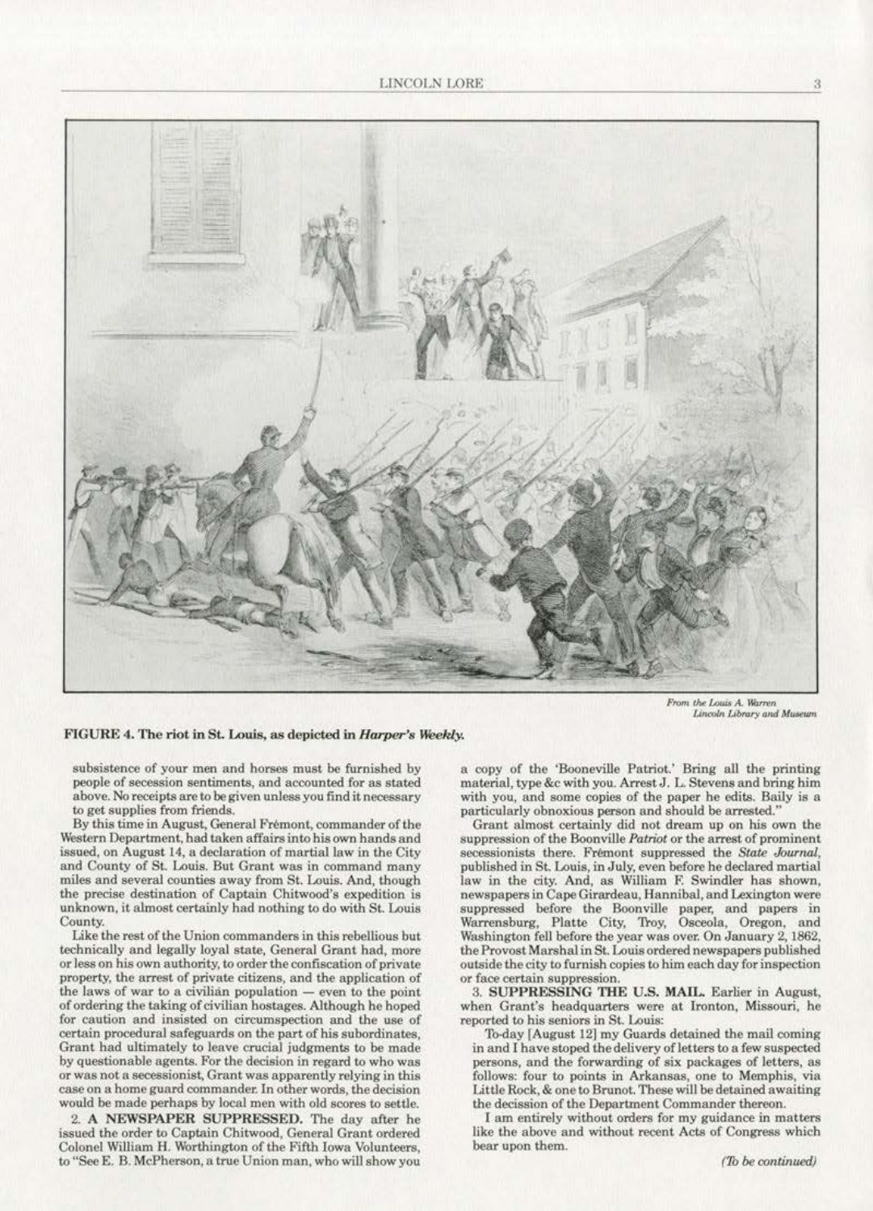From the Louis A. Warren Lincoln Library and Museum

**FIGURE 4. The riot in St. Louis, as depicted in *Harper's Weekly*.**

subsistence of your men and horses must be furnished by people of secession sentiments, and accounted for as stated above. No receipts are to be given unless you find it necessary to get supplies from friends.

By this time in August, General Frémont, commander of the Western Department, had taken affairs into his own hands and issued, on August 14, a declaration of martial law in the City and County of St. Louis. But Grant was in command many miles and several counties away from St. Louis. And, though the precise destination of Captain Chitwood's expedition is unknown, it almost certainly had nothing to do with St. Louis County.

Like the rest of the Union commanders in this rebellious but technically and legally loyal state, General Grant had, more or less on his own authority, to order the confiscation of private property, the arrest of private citizens, and the application of the laws of war to a civilian population — even to the point of ordering the taking of civilian hostages. Although he hoped for caution and insisted on circumspection and the use of certain procedural safeguards on the part of his subordinates, Grant had ultimately to leave crucial judgments to be made by questionable agents. For the decision in regard to who was or was not a secessionist, Grant was apparently relying in this case on a home guard commander. In other words, the decision would be made perhaps by local men with old scores to settle.

2. **A NEWSPAPER SUPPRESSED.** The day after he issued the order to Captain Chitwood, General Grant ordered Colonel William H. Worthington of the Fifth Iowa Volunteers, to "See E. B. McPherson, a true Union man, who will show you a copy of the 'Booneville Patriot.' Bring all the printing material, type &c with you. Arrest J. L. Stevens and bring him with you, and some copies of the paper he edits. Baily is a particularly obnoxious person and should be arrested."

Grant almost certainly did not dream up on his own the suppression of the Boonville *Patriot* or the arrest of prominent secessionists there. Frémont suppressed the *State Journal*, published in St. Louis, in July, even before he declared martial law in the city. And, as William F. Swindler has shown, newspapers in Cape Girardeau, Hannibal, and Lexington were suppressed before the Boonville paper, and papers in Warrensburg, Platte City, Troy, Osceola, Oregon, and Washington fell before the year was over. On January 2, 1862, the Provost Marshal in St. Louis ordered newspapers published outside the city to furnish copies to him each day for inspection or face certain suppression.

3. **SUPPRESSING THE U.S. MAIL.** Earlier in August, when Grant's headquarters were at Ironton, Missouri, he reported to his seniors in St. Louis:

To-day [August 12] my Guards detained the mail coming in and I have stoped the delivery of letters to a few suspected persons, and the forwarding of six packages of letters, as follows: four to points in Arkansas, one to Memphis, via Little Rock, & one to Brunot. These will be detained awaiting the decission of the Department Commander thereon.

I am entirely without orders for my guidance in matters like the above and without recent Acts of Congress which bear upon them.

*(To be continued)*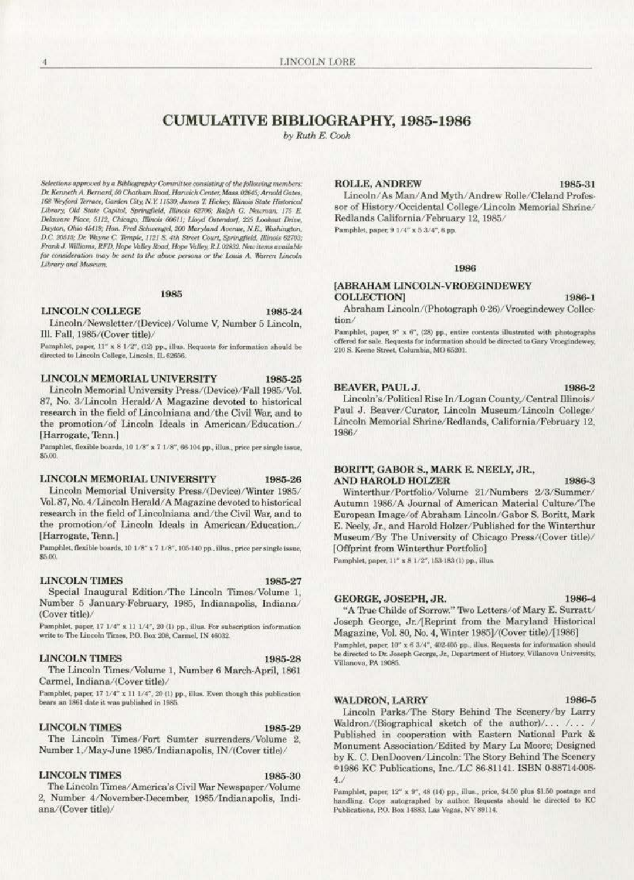# CUMULATIVE BIBLIOGRAPHY, 1985-1986

*by Ruth E. Cook*

*Selections approved by a Bibliography Committee consisting of the following members: Dr. Kenneth A. Bernard, 50 Chatham Road, Harwich Center, Mass. 02645; Arnold Gates, 168 Weyford Terrace, Garden City, N.Y. 11530; James T. Hickey, Illinois State Historical Library, Old State Capitol, Springfield, Illinois 62706; Ralph G. Newman, 175 E. Delaware Place, 5112, Chicago, Illinois 60611; Lloyd Ostendorf, 225 Lookout Drive, Dayton, Ohio 45419; Hon. Fred Schwengel, 200 Maryland Avenue, N.E., Washington, D.C. 20515; Dr. Wayne C. Temple, 1121 S. 4th Street Court, Springfield, Illinois 62703; Frank J. Williams, RFD, Hope Valley Road, Hope Valley, R.I. 02832. New items available for consideration may be sent to the above persons or the Louis A. Warren Lincoln Library and Museum.*

## 1985

**LINCOLN COLLEGE** 1985-24

Lincoln/Newsletter/(Device)/Volume V, Number 5 Lincoln, Ill. Fall, 1985/(Cover title)/

Pamphlet, paper, 11" x 8 1/2", (12) pp., illus. Requests for information should be directed to Lincoln College, Lincoln, IL 62656.

**LINCOLN MEMORIAL UNIVERSITY** 1985-25

Lincoln Memorial University Press/(Device)/Fall 1985/Vol. 87, No. 3/Lincoln Herald/A Magazine devoted to historical research in the field of Lincolniana and/the Civil War, and to the promotion/of Lincoln Ideals in American/Education./ [Harrogate, Tenn.]

Pamphlet, flexible boards, 10 1/8" x 7 1/8", 66-104 pp., illus., price per single issue, $5.00.

**LINCOLN MEMORIAL UNIVERSITY** 1985-26

Lincoln Memorial University Press/(Device)/Winter 1985/ Vol. 87, No. 4/Lincoln Herald/A Magazine devoted to historical research in the field of Lincolniana and/the Civil War, and to the promotion/of Lincoln Ideals in American/Education./ [Harrogate, Tenn.]

Pamphlet, flexible boards, 10 1/8" x 7 1/8", 105-140 pp., illus., price per single issue, $5.00.

**LINCOLN TIMES** 1985-27

Special Inaugural Edition/The Lincoln Times/Volume 1, Number 5 January-February, 1985, Indianapolis, Indiana/ (Cover title)/

Pamphlet, paper, 17 1/4" x 11 1/4", 20 (1) pp., illus. For subscription information write to The Lincoln Times, P.O. Box 208, Carmel, IN 46032.

**LINCOLN TIMES** 1985-28

The Lincoln Times/Volume 1, Number 6 March-April, 1861 Carmel, Indiana/(Cover title)/

Pamphlet, paper, 17 1/4" x 11 1/4", 20 (1) pp., illus. Even though this publication bears an 1861 date it was published in 1985.

**LINCOLN TIMES** 1985-29

The Lincoln Times/Fort Sumter surrenders/Volume 2, Number 1,/May-June 1985/Indianapolis, IN/(Cover title)/

**LINCOLN TIMES** 1985-30

The Lincoln Times/America's Civil War Newspaper/Volume 2, Number 4/November-December, 1985/Indianapolis, Indiana/(Cover title)/

**ROLLE, ANDREW** 1985-31

Lincoln/As Man/And Myth/Andrew Rolle/Cleland Professor of History/Occidental College/Lincoln Memorial Shrine/ Redlands California/February 12, 1985/

Pamphlet, paper, 9 1/4" x 5 3/4", 6 pp.

## 1986

**[ABRAHAM LINCOLN-VROEGINDEWEY COLLECTION]** 1986-1

Abraham Lincoln/(Photograph 0-26)/Vroegindewey Collection/

Pamphlet, paper, 9" x 6", (28) pp., entire contents illustrated with photographs offered for sale. Requests for information should be directed to Gary Vroegindewey, 210 S. Keene Street, Columbia, MO 65201.

**BEAVER, PAUL J.** 1986-2

Lincoln's/Political Rise In/Logan County,/Central Illinois/ Paul J. Beaver/Curator, Lincoln Museum/Lincoln College/ Lincoln Memorial Shrine/Redlands, California/February 12, 1986/

**BORITT, GABOR S., MARK E. NEELY, JR., AND HAROLD HOLZER** 1986-3

Winterthur/Portfolio/Volume 21/Numbers 2/3/Summer/ Autumn 1986/A Journal of American Material Culture/The European Image/of Abraham Lincoln/Gabor S. Boritt, Mark E. Neely, Jr., and Harold Holzer/Published for the Winterthur Museum/By The University of Chicago Press/(Cover title)/ [Offprint from Winterthur Portfolio]

Pamphlet, paper, 11" x 8 1/2", 153-183 (1) pp., illus.

**GEORGE, JOSEPH, JR.** 1986-4

"A True Childe of Sorrow." Two Letters/of Mary E. Surratt/ Joseph George, Jr./[Reprint from the Maryland Historical Magazine, Vol. 80, No. 4, Winter 1985]/(Cover title)/[1986]

Pamphlet, paper, 10" x 6 3/4", 402-405 pp., illus. Requests for information should be directed to Dr. Joseph George, Jr., Department of History, Villanova University, Villanova, PA 19085.

**WALDRON, LARRY** 1986-5

Lincoln Parks/The Story Behind The Scenery/by Larry Waldron/(Biographical sketch of the author)/... /... / Published in cooperation with Eastern National Park & Monument Association/Edited by Mary Lu Moore; Designed by K. C. DenDooven/Lincoln: The Story Behind The Scenery ©1986 KC Publications, Inc./LC 86-81141. ISBN 0-88714-008-4./

Pamphlet, paper, 12" x 9", 48 (14) pp., illus., price, $4.50 plus $1.50 postage and handling. Copy autographed by author. Requests should be directed to KC Publications, P.O. Box 14883, Las Vegas, NV 89114.